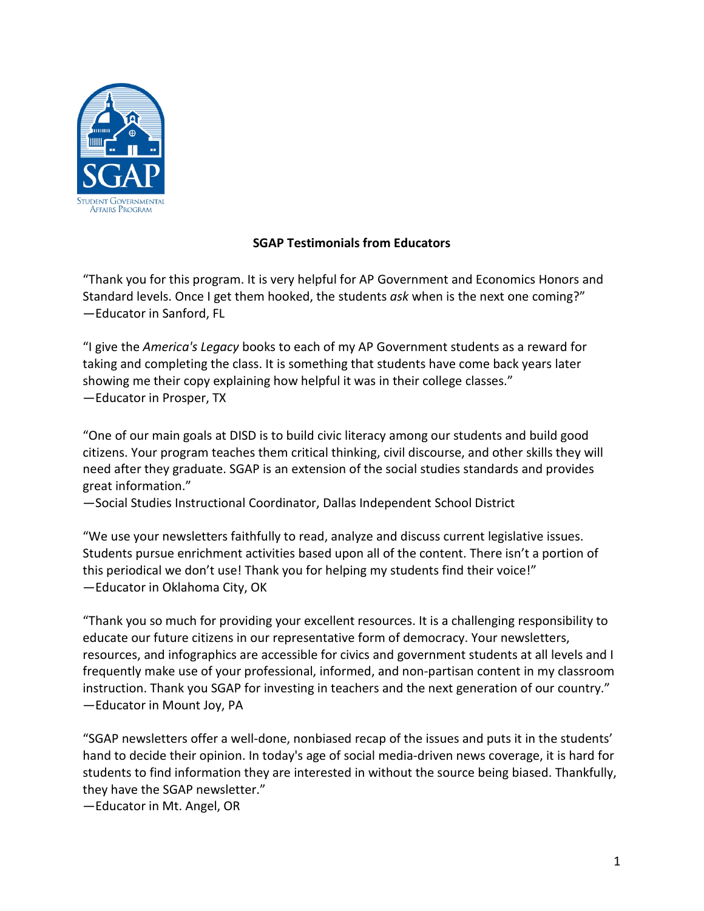SGAP

Student Governmental Affairs Program

**SGAP Testimonials from Educators**

"Thank you for this program. It is very helpful for AP Government and Economics Honors and Standard levels. Once I get them hooked, the students *ask* when is the next one coming?"
—Educator in Sanford, FL

"I give the *America's Legacy* books to each of my AP Government students as a reward for taking and completing the class. It is something that students have come back years later showing me their copy explaining how helpful it was in their college classes."
—Educator in Prosper, TX

"One of our main goals at DISD is to build civic literacy among our students and build good citizens. Your program teaches them critical thinking, civil discourse, and other skills they will need after they graduate. SGAP is an extension of the social studies standards and provides great information."
—Social Studies Instructional Coordinator, Dallas Independent School District

"We use your newsletters faithfully to read, analyze and discuss current legislative issues. Students pursue enrichment activities based upon all of the content. There isn't a portion of this periodical we don't use! Thank you for helping my students find their voice!"
—Educator in Oklahoma City, OK

"Thank you so much for providing your excellent resources. It is a challenging responsibility to educate our future citizens in our representative form of democracy. Your newsletters, resources, and infographics are accessible for civics and government students at all levels and I frequently make use of your professional, informed, and non-partisan content in my classroom instruction. Thank you SGAP for investing in teachers and the next generation of our country."
—Educator in Mount Joy, PA

"SGAP newsletters offer a well-done, nonbiased recap of the issues and puts it in the students' hand to decide their opinion. In today's age of social media-driven news coverage, it is hard for students to find information they are interested in without the source being biased. Thankfully, they have the SGAP newsletter."
—Educator in Mt. Angel, OR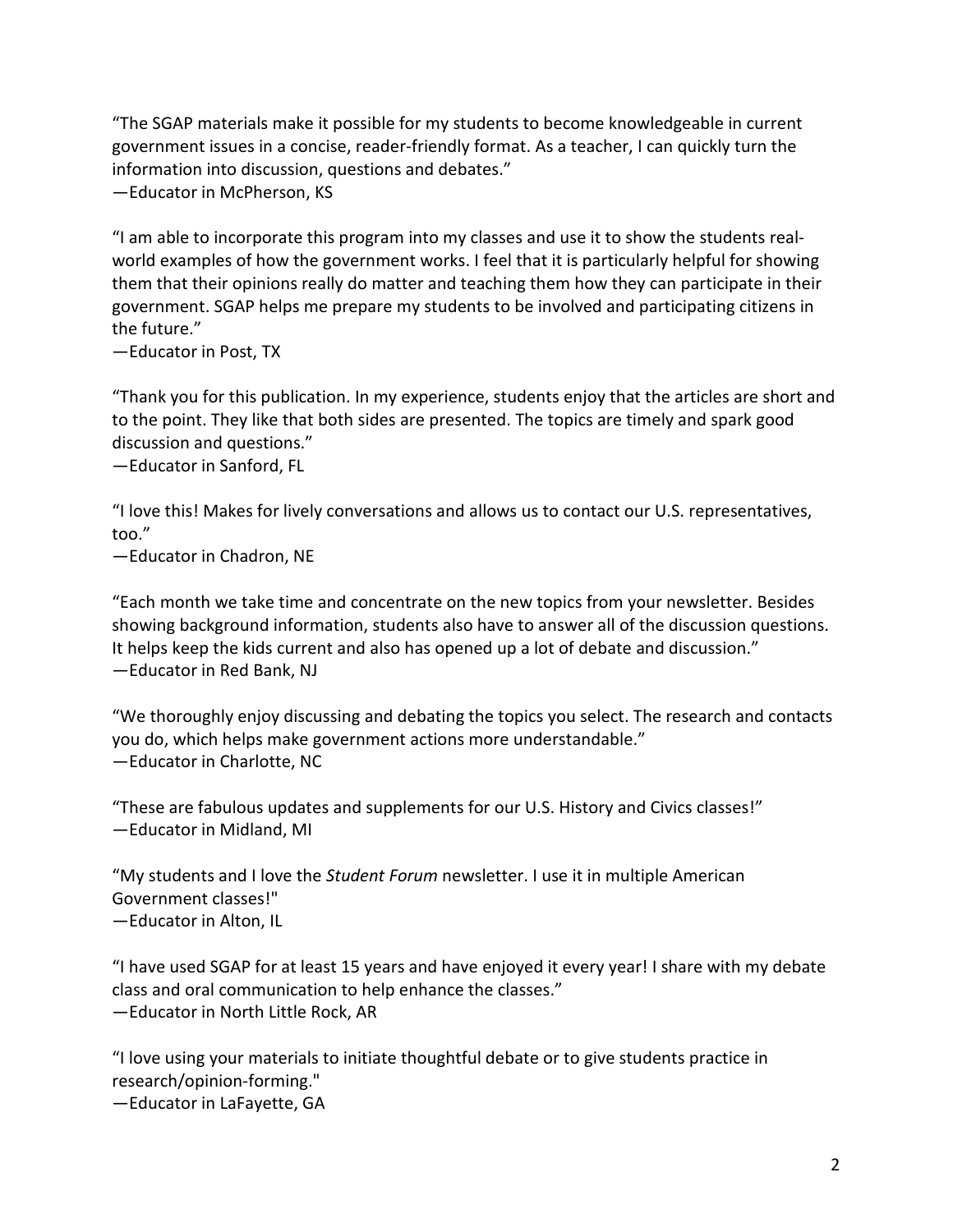"The SGAP materials make it possible for my students to become knowledgeable in current government issues in a concise, reader-friendly format. As a teacher, I can quickly turn the information into discussion, questions and debates."
—Educator in McPherson, KS

"I am able to incorporate this program into my classes and use it to show the students real-world examples of how the government works. I feel that it is particularly helpful for showing them that their opinions really do matter and teaching them how they can participate in their government. SGAP helps me prepare my students to be involved and participating citizens in the future."
—Educator in Post, TX

"Thank you for this publication. In my experience, students enjoy that the articles are short and to the point. They like that both sides are presented. The topics are timely and spark good discussion and questions."
—Educator in Sanford, FL

"I love this! Makes for lively conversations and allows us to contact our U.S. representatives, too."
—Educator in Chadron, NE

"Each month we take time and concentrate on the new topics from your newsletter. Besides showing background information, students also have to answer all of the discussion questions. It helps keep the kids current and also has opened up a lot of debate and discussion."
—Educator in Red Bank, NJ

"We thoroughly enjoy discussing and debating the topics you select. The research and contacts you do, which helps make government actions more understandable."
—Educator in Charlotte, NC

"These are fabulous updates and supplements for our U.S. History and Civics classes!"
—Educator in Midland, MI

"My students and I love the *Student Forum* newsletter. I use it in multiple American Government classes!"
—Educator in Alton, IL

"I have used SGAP for at least 15 years and have enjoyed it every year! I share with my debate class and oral communication to help enhance the classes."
—Educator in North Little Rock, AR

"I love using your materials to initiate thoughtful debate or to give students practice in research/opinion-forming."
—Educator in LaFayette, GA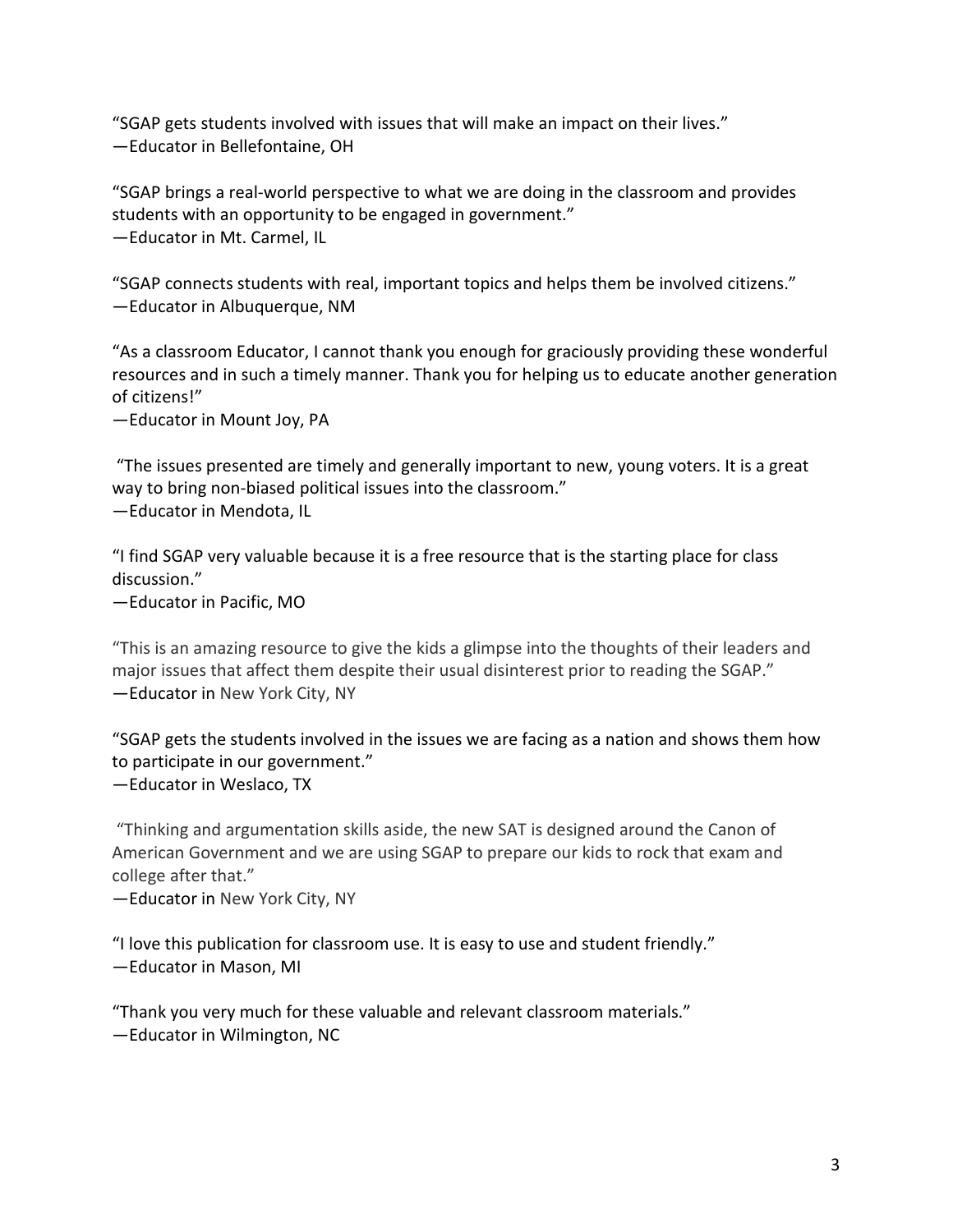"SGAP gets students involved with issues that will make an impact on their lives."
—Educator in Bellefontaine, OH

"SGAP brings a real-world perspective to what we are doing in the classroom and provides students with an opportunity to be engaged in government."
—Educator in Mt. Carmel, IL

"SGAP connects students with real, important topics and helps them be involved citizens."
—Educator in Albuquerque, NM

"As a classroom Educator, I cannot thank you enough for graciously providing these wonderful resources and in such a timely manner. Thank you for helping us to educate another generation of citizens!"
—Educator in Mount Joy, PA

"The issues presented are timely and generally important to new, young voters. It is a great way to bring non-biased political issues into the classroom."
—Educator in Mendota, IL

"I find SGAP very valuable because it is a free resource that is the starting place for class discussion."
—Educator in Pacific, MO

"This is an amazing resource to give the kids a glimpse into the thoughts of their leaders and major issues that affect them despite their usual disinterest prior to reading the SGAP."
—Educator in New York City, NY

"SGAP gets the students involved in the issues we are facing as a nation and shows them how to participate in our government."
—Educator in Weslaco, TX

"Thinking and argumentation skills aside, the new SAT is designed around the Canon of American Government and we are using SGAP to prepare our kids to rock that exam and college after that."
—Educator in New York City, NY

"I love this publication for classroom use. It is easy to use and student friendly."
—Educator in Mason, MI

"Thank you very much for these valuable and relevant classroom materials."
—Educator in Wilmington, NC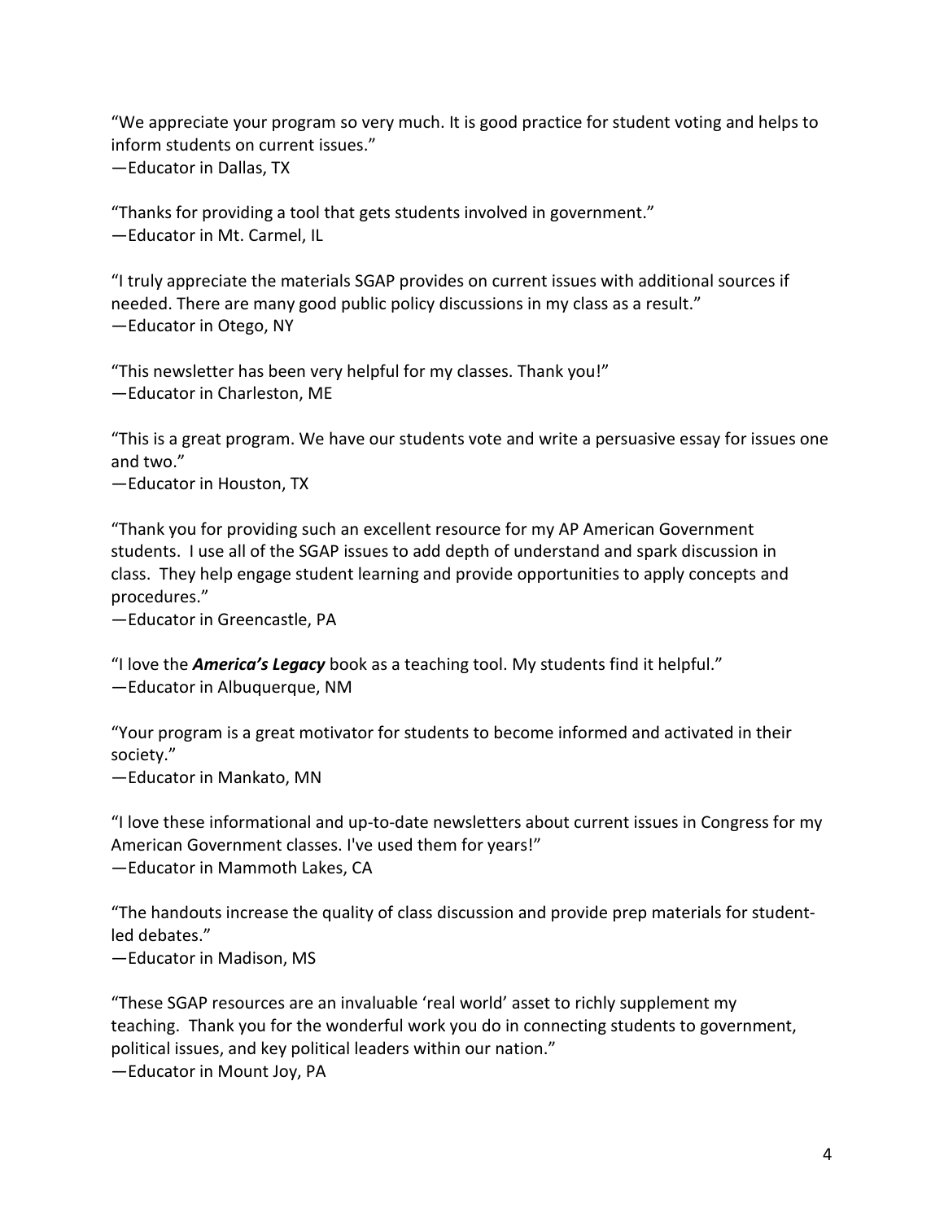"We appreciate your program so very much. It is good practice for student voting and helps to inform students on current issues."
—Educator in Dallas, TX

"Thanks for providing a tool that gets students involved in government."
—Educator in Mt. Carmel, IL

"I truly appreciate the materials SGAP provides on current issues with additional sources if needed. There are many good public policy discussions in my class as a result."
—Educator in Otego, NY

"This newsletter has been very helpful for my classes. Thank you!"
—Educator in Charleston, ME

"This is a great program. We have our students vote and write a persuasive essay for issues one and two."
—Educator in Houston, TX

"Thank you for providing such an excellent resource for my AP American Government students. I use all of the SGAP issues to add depth of understand and spark discussion in class. They help engage student learning and provide opportunities to apply concepts and procedures."
—Educator in Greencastle, PA

"I love the ***America's Legacy*** book as a teaching tool. My students find it helpful."
—Educator in Albuquerque, NM

"Your program is a great motivator for students to become informed and activated in their society."
—Educator in Mankato, MN

"I love these informational and up-to-date newsletters about current issues in Congress for my American Government classes. I've used them for years!"
—Educator in Mammoth Lakes, CA

"The handouts increase the quality of class discussion and provide prep materials for student-led debates."
—Educator in Madison, MS

"These SGAP resources are an invaluable 'real world' asset to richly supplement my teaching. Thank you for the wonderful work you do in connecting students to government, political issues, and key political leaders within our nation."
—Educator in Mount Joy, PA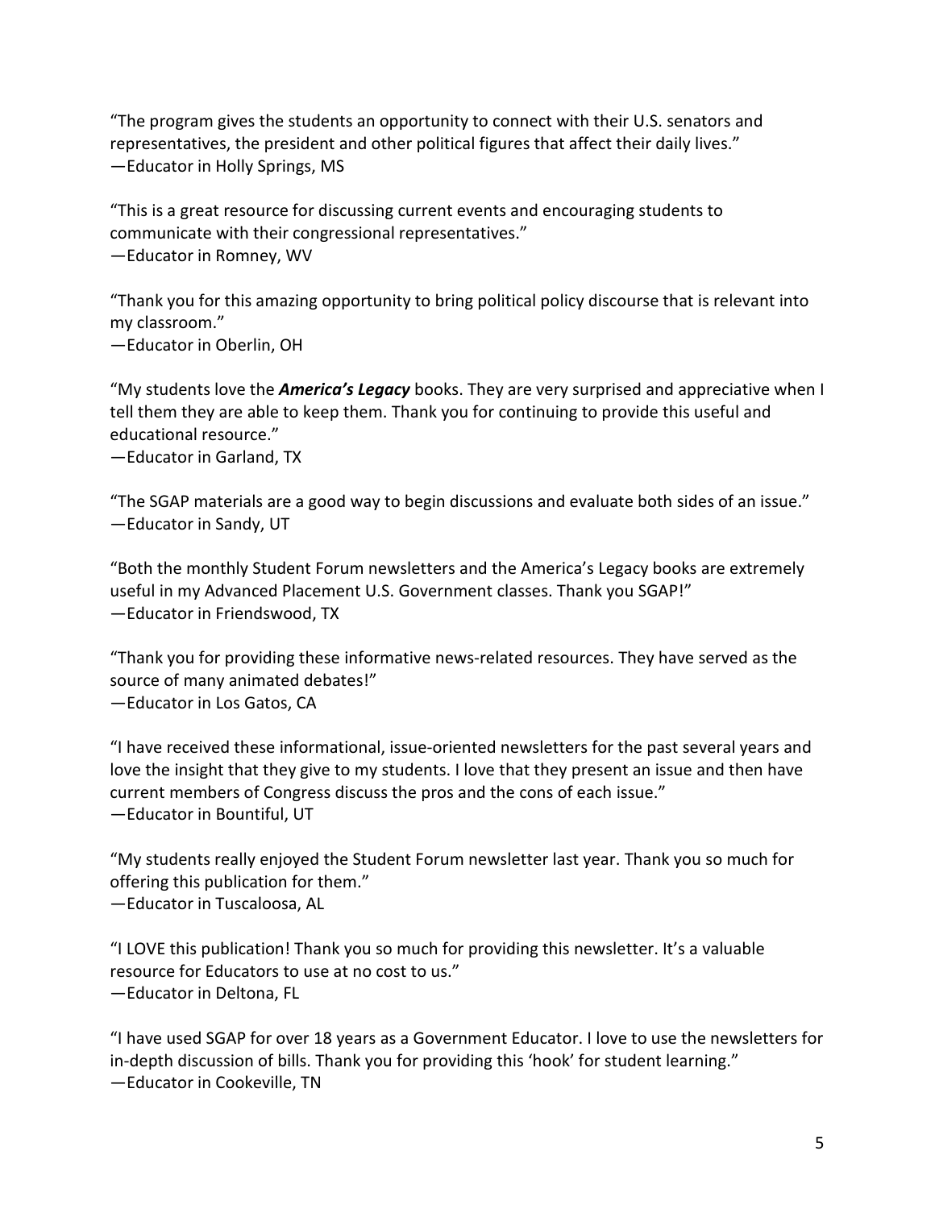"The program gives the students an opportunity to connect with their U.S. senators and representatives, the president and other political figures that affect their daily lives."
—Educator in Holly Springs, MS

"This is a great resource for discussing current events and encouraging students to communicate with their congressional representatives."
—Educator in Romney, WV

"Thank you for this amazing opportunity to bring political policy discourse that is relevant into my classroom."
—Educator in Oberlin, OH

"My students love the ***America's Legacy*** books. They are very surprised and appreciative when I tell them they are able to keep them. Thank you for continuing to provide this useful and educational resource."
—Educator in Garland, TX

"The SGAP materials are a good way to begin discussions and evaluate both sides of an issue."
—Educator in Sandy, UT

"Both the monthly Student Forum newsletters and the America's Legacy books are extremely useful in my Advanced Placement U.S. Government classes. Thank you SGAP!"
—Educator in Friendswood, TX

"Thank you for providing these informative news-related resources. They have served as the source of many animated debates!"
—Educator in Los Gatos, CA

"I have received these informational, issue-oriented newsletters for the past several years and love the insight that they give to my students. I love that they present an issue and then have current members of Congress discuss the pros and the cons of each issue."
—Educator in Bountiful, UT

"My students really enjoyed the Student Forum newsletter last year. Thank you so much for offering this publication for them."
—Educator in Tuscaloosa, AL

"I LOVE this publication! Thank you so much for providing this newsletter. It's a valuable resource for Educators to use at no cost to us."
—Educator in Deltona, FL

"I have used SGAP for over 18 years as a Government Educator. I love to use the newsletters for in-depth discussion of bills. Thank you for providing this 'hook' for student learning."
—Educator in Cookeville, TN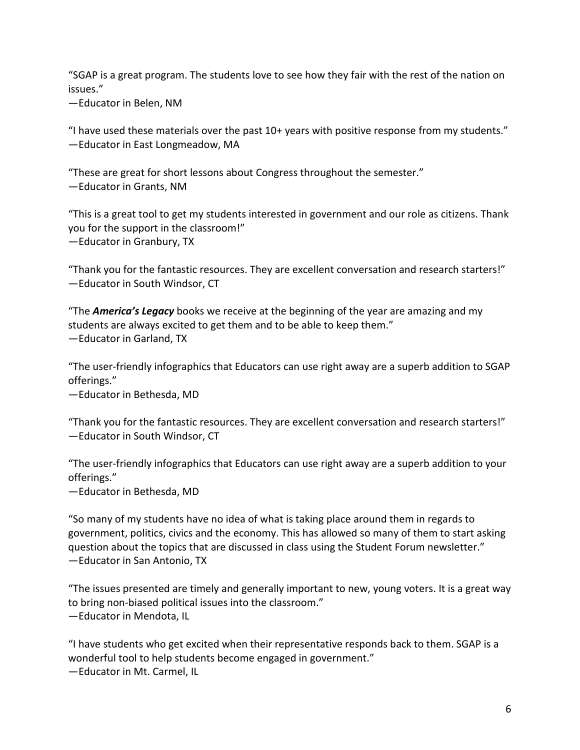"SGAP is a great program. The students love to see how they fair with the rest of the nation on issues."
—Educator in Belen, NM

"I have used these materials over the past 10+ years with positive response from my students."
—Educator in East Longmeadow, MA

"These are great for short lessons about Congress throughout the semester."
—Educator in Grants, NM

"This is a great tool to get my students interested in government and our role as citizens. Thank you for the support in the classroom!"
—Educator in Granbury, TX

"Thank you for the fantastic resources. They are excellent conversation and research starters!"
—Educator in South Windsor, CT

"The ***America's Legacy*** books we receive at the beginning of the year are amazing and my students are always excited to get them and to be able to keep them."
—Educator in Garland, TX

"The user-friendly infographics that Educators can use right away are a superb addition to SGAP offerings."
—Educator in Bethesda, MD

"Thank you for the fantastic resources. They are excellent conversation and research starters!"
—Educator in South Windsor, CT

"The user-friendly infographics that Educators can use right away are a superb addition to your offerings."
—Educator in Bethesda, MD

"So many of my students have no idea of what is taking place around them in regards to government, politics, civics and the economy. This has allowed so many of them to start asking question about the topics that are discussed in class using the Student Forum newsletter."
—Educator in San Antonio, TX

"The issues presented are timely and generally important to new, young voters. It is a great way to bring non-biased political issues into the classroom."
—Educator in Mendota, IL

"I have students who get excited when their representative responds back to them. SGAP is a wonderful tool to help students become engaged in government."
—Educator in Mt. Carmel, IL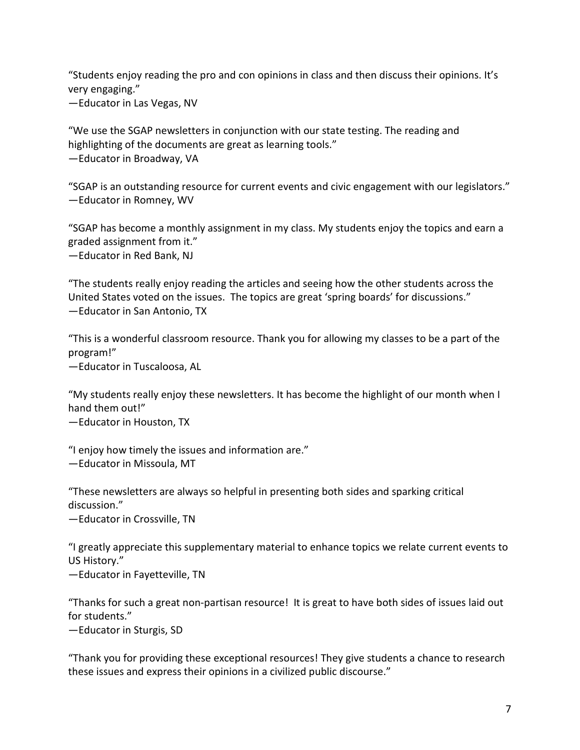"Students enjoy reading the pro and con opinions in class and then discuss their opinions. It's very engaging."
—Educator in Las Vegas, NV

"We use the SGAP newsletters in conjunction with our state testing. The reading and highlighting of the documents are great as learning tools."
—Educator in Broadway, VA

"SGAP is an outstanding resource for current events and civic engagement with our legislators."
—Educator in Romney, WV

"SGAP has become a monthly assignment in my class. My students enjoy the topics and earn a graded assignment from it."
—Educator in Red Bank, NJ

"The students really enjoy reading the articles and seeing how the other students across the United States voted on the issues. The topics are great 'spring boards' for discussions."
—Educator in San Antonio, TX

"This is a wonderful classroom resource. Thank you for allowing my classes to be a part of the program!"
—Educator in Tuscaloosa, AL

"My students really enjoy these newsletters. It has become the highlight of our month when I hand them out!"
—Educator in Houston, TX

"I enjoy how timely the issues and information are."
—Educator in Missoula, MT

"These newsletters are always so helpful in presenting both sides and sparking critical discussion."
—Educator in Crossville, TN

"I greatly appreciate this supplementary material to enhance topics we relate current events to US History."
—Educator in Fayetteville, TN

"Thanks for such a great non-partisan resource! It is great to have both sides of issues laid out for students."
—Educator in Sturgis, SD

"Thank you for providing these exceptional resources! They give students a chance to research these issues and express their opinions in a civilized public discourse."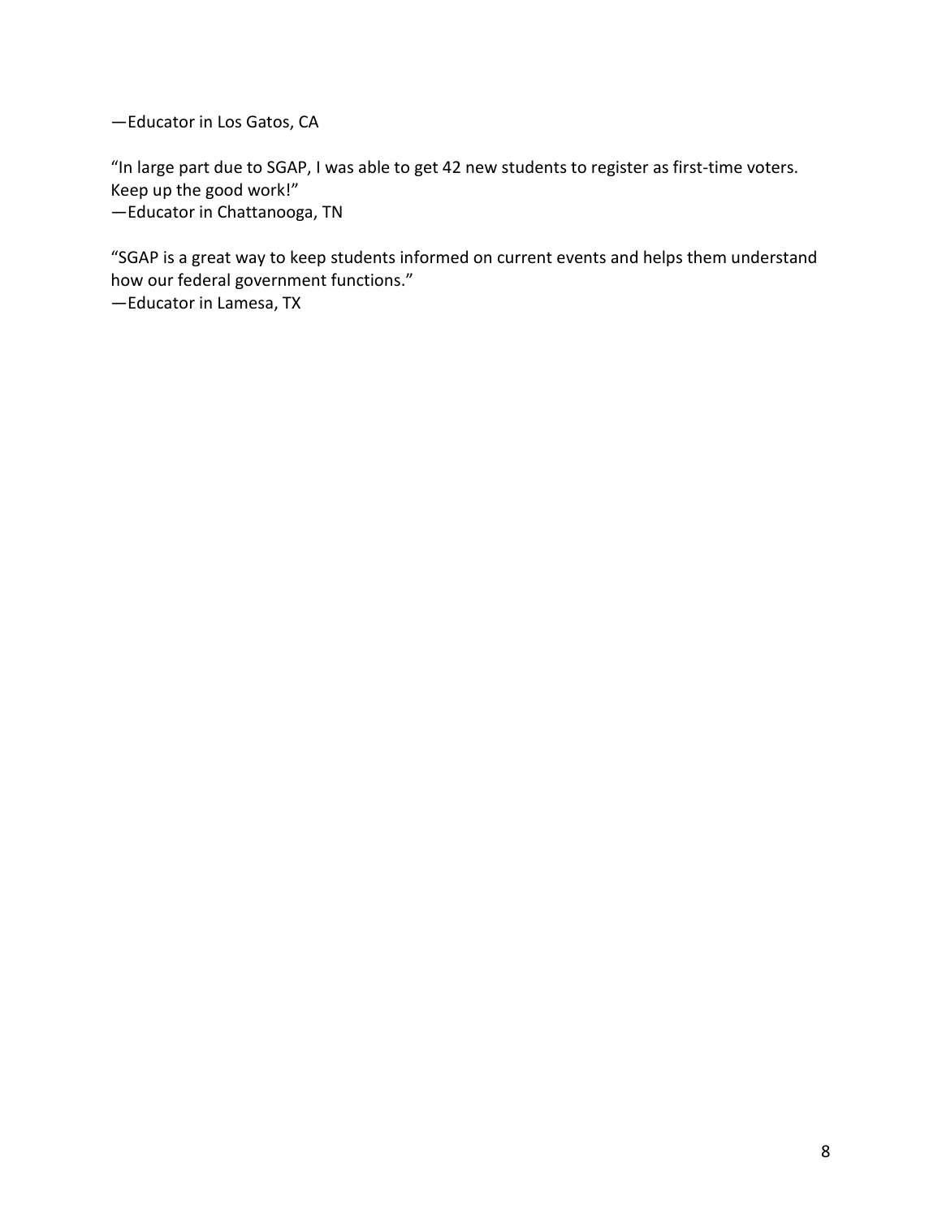—Educator in Los Gatos, CA

"In large part due to SGAP, I was able to get 42 new students to register as first-time voters. Keep up the good work!"
—Educator in Chattanooga, TN

"SGAP is a great way to keep students informed on current events and helps them understand how our federal government functions."
—Educator in Lamesa, TX